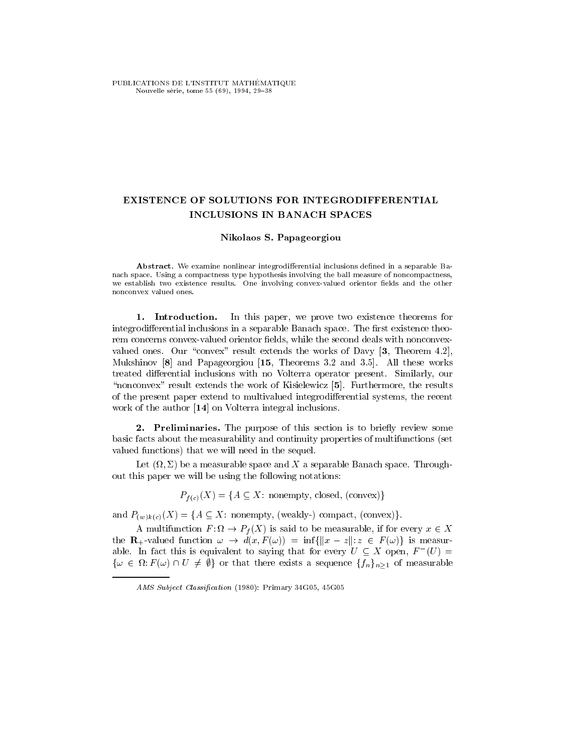# EXISTENCE OF SOLUTIONS FOR INTEGRODIFFERENTIAL INCLUSIONS IN BANACH SPACES

**Nikolaos S. Papageorgiou**

**Abstract.** We examine nonlinear integrodifferential inclusions defined in a separable Banach space. Using a compactness type hypothesis involving the ball measure of noncompactness, we establish two existence results. One involving convex-valued orientor fields and the other nonconvex valued ones.

## 1. Introduction.

In this paper, we prove two existence theorems for integrodifferential inclusions in a separable Banach space. The first existence theorem concerns convex-valued orientor fields, while the second deals with nonconvex-valued ones. Our "convex" result extends the works of Davy [**3**, Theorem 4.2], Mukshinov [**8**] and Papageorgiou [**15**, Theorems 3.2 and 3.5]. All these works treated differential inclusions with no Volterra operator present. Similarly, our "nonconvex" result extends the work of Kisielewicz [**5**]. Furthermore, the results of the present paper extend to multivalued integrodifferential systems, the recent work of the author [**14**] on Volterra integral inclusions.

## 2. Preliminaries.

The purpose of this section is to briefly review some basic facts about the measurability and continuity properties of multifunctions (set valued functions) that we will need in the sequel.

Let $(\Omega, \Sigma)$ be a measurable space and $X$ a separable Banach space. Throughout this paper we will be using the following notations:

$$P_{f(c)}(X) = \{A \subseteq X\colon \text{ nonempty, closed, (convex)}\}$$

and $P_{(w)k(c)}(X) = \{A \subseteq X\colon \text{ nonempty, (weakly-) compact, (convex)}\}$.

A multifunction $F\colon \Omega \to P_f(X)$ is said to be measurable, if for every $x \in X$ the $\mathbf{R}_+$-valued function $\omega \to d(x, F(\omega)) = \inf\{\|x - z\|\colon z \in F(\omega)\}$ is measurable. In fact this is equivalent to saying that for every $U \subseteq X$ open, $F^-(U) = \{\omega \in \Omega\colon F(\omega) \cap U \neq \emptyset\}$ or that there exists a sequence $\{f_n\}_{n \geq 1}$ of measurable

---

*AMS Subject Classification* (1980): Primary 34G05, 45G05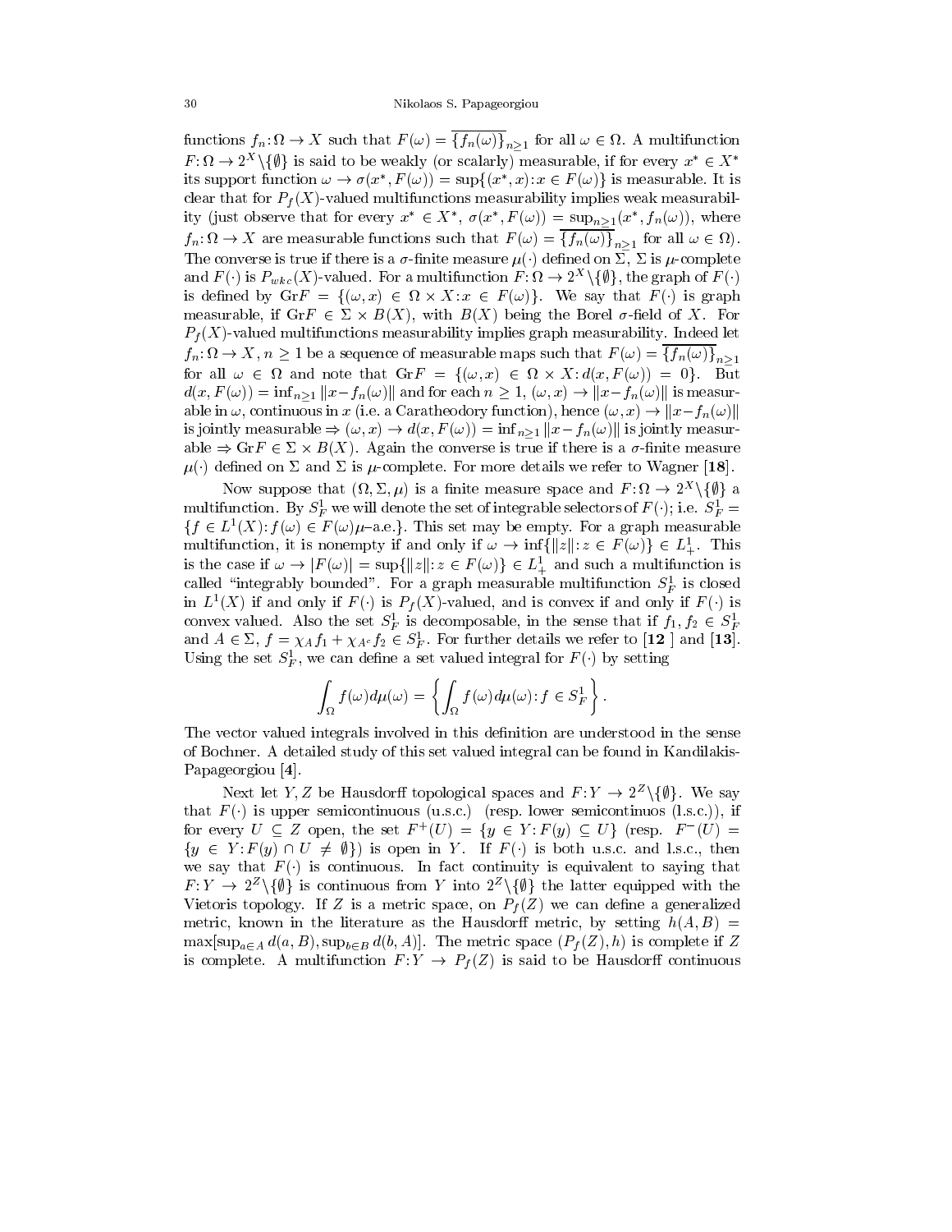functions $f_n : \Omega \to X$ such that $F(\omega) = \overline{\{f_n(\omega)\}}_{n\geq 1}$ for all $\omega \in \Omega$. A multifunction $F: \Omega \to 2^X \setminus \{\emptyset\}$ is said to be weakly (or scalarly) measurable, if for every $x^* \in X^*$ its support function $\omega \to \sigma(x^*, F(\omega)) = \sup\{(x^*, x) : x \in F(\omega)\}$ is measurable. It is clear that for $P_f(X)$-valued multifunctions measurability implies weak measurability (just observe that for every $x^* \in X^*$, $\sigma(x^*, F(\omega)) = \sup_{n\geq 1}(x^*, f_n(\omega))$, where $f_n : \Omega \to X$ are measurable functions such that $F(\omega) = \overline{\{f_n(\omega)\}}_{n\geq 1}$ for all $\omega \in \Omega$). The converse is true if there is a $\sigma$-finite measure $\mu(\cdot)$ defined on $\Sigma$, $\Sigma$ is $\mu$-complete and $F(\cdot)$ is $P_{wkc}(X)$-valued. For a multifunction $F: \Omega \to 2^X \setminus \{\emptyset\}$, the graph of $F(\cdot)$ is defined by $\mathrm{Gr}F = \{(\omega, x) \in \Omega \times X : x \in F(\omega)\}$. We say that $F(\cdot)$ is graph measurable, if $\mathrm{Gr}F \in \Sigma \times B(X)$, with $B(X)$ being the Borel $\sigma$-field of $X$. For $P_f(X)$-valued multifunctions measurability implies graph measurability. Indeed let $f_n : \Omega \to X$, $n \geq 1$ be a sequence of measurable maps such that $F(\omega) = \overline{\{f_n(\omega)\}}_{n\geq 1}$ for all $\omega \in \Omega$ and note that $\mathrm{Gr}F = \{(\omega, x) \in \Omega \times X : d(x, F(\omega)) = 0\}$. But $d(x, F(\omega)) = \inf_{n\geq 1} \|x - f_n(\omega)\|$ and for each $n \geq 1$, $(\omega, x) \to \|x - f_n(\omega)\|$ is measurable in $\omega$, continuous in $x$ (i.e. a Caratheodory function), hence $(\omega, x) \to \|x - f_n(\omega)\|$ is jointly measurable $\Rightarrow (\omega, x) \to d(x, F(\omega)) = \inf_{n\geq 1} \|x - f_n(\omega)\|$ is jointly measurable $\Rightarrow \mathrm{Gr}F \in \Sigma \times B(X)$. Again the converse is true if there is a $\sigma$-finite measure $\mu(\cdot)$ defined on $\Sigma$ and $\Sigma$ is $\mu$-complete. For more details we refer to Wagner [**18**].

Now suppose that $(\Omega, \Sigma, \mu)$ is a finite measure space and $F: \Omega \to 2^X \setminus \{\emptyset\}$ a multifunction. By $S_F^1$ we will denote the set of integrable selectors of $F(\cdot)$; i.e. $S_F^1 = \{f \in L^1(X) : f(\omega) \in F(\omega)\mu\text{–a.e.}\}$. This set may be empty. For a graph measurable multifunction, it is nonempty if and only if $\omega \to \inf\{\|z\| : z \in F(\omega)\} \in L^1_+$. This is the case if $\omega \to |F(\omega)| = \sup\{\|z\| : z \in F(\omega)\} \in L^1_+$ and such a multifunction is called "integrably bounded". For a graph measurable multifunction $S_F^1$ is closed in $L^1(X)$ if and only if $F(\cdot)$ is $P_f(X)$-valued, and is convex if and only if $F(\cdot)$ is convex valued. Also the set $S_F^1$ is decomposable, in the sense that if $f_1, f_2 \in S_F^1$ and $A \in \Sigma$, $f = \chi_A f_1 + \chi_{A^c} f_2 \in S_F^1$. For further details we refer to [**12** ] and [**13**]. Using the set $S_F^1$, we can define a set valued integral for $F(\cdot)$ by setting

$$\int_\Omega f(\omega) d\mu(\omega) = \left\{ \int_\Omega f(\omega) d\mu(\omega) : f \in S_F^1 \right\}.$$

The vector valued integrals involved in this definition are understood in the sense of Bochner. A detailed study of this set valued integral can be found in Kandilakis-Papageorgiou [**4**].

Next let $Y, Z$ be Hausdorff topological spaces and $F: Y \to 2^Z \setminus \{\emptyset\}$. We say that $F(\cdot)$ is upper semicontinuous (u.s.c.) (resp. lower semicontinuos (l.s.c.)), if for every $U \subseteq Z$ open, the set $F^+(U) = \{y \in Y : F(y) \subseteq U\}$ (resp. $F^-(U) = \{y \in Y : F(y) \cap U \neq \emptyset\}$) is open in $Y$. If $F(\cdot)$ is both u.s.c. and l.s.c., then we say that $F(\cdot)$ is continuous. In fact continuity is equivalent to saying that $F: Y \to 2^Z \setminus \{\emptyset\}$ is continuous from $Y$ into $2^Z \setminus \{\emptyset\}$ the latter equipped with the Vietoris topology. If $Z$ is a metric space, on $P_f(Z)$ we can define a generalized metric, known in the literature as the Hausdorff metric, by setting $h(A, B) = \max[\sup_{a\in A} d(a, B), \sup_{b\in B} d(b, A)]$. The metric space $(P_f(Z), h)$ is complete if $Z$ is complete. A multifunction $F: Y \to P_f(Z)$ is said to be Hausdorff continuous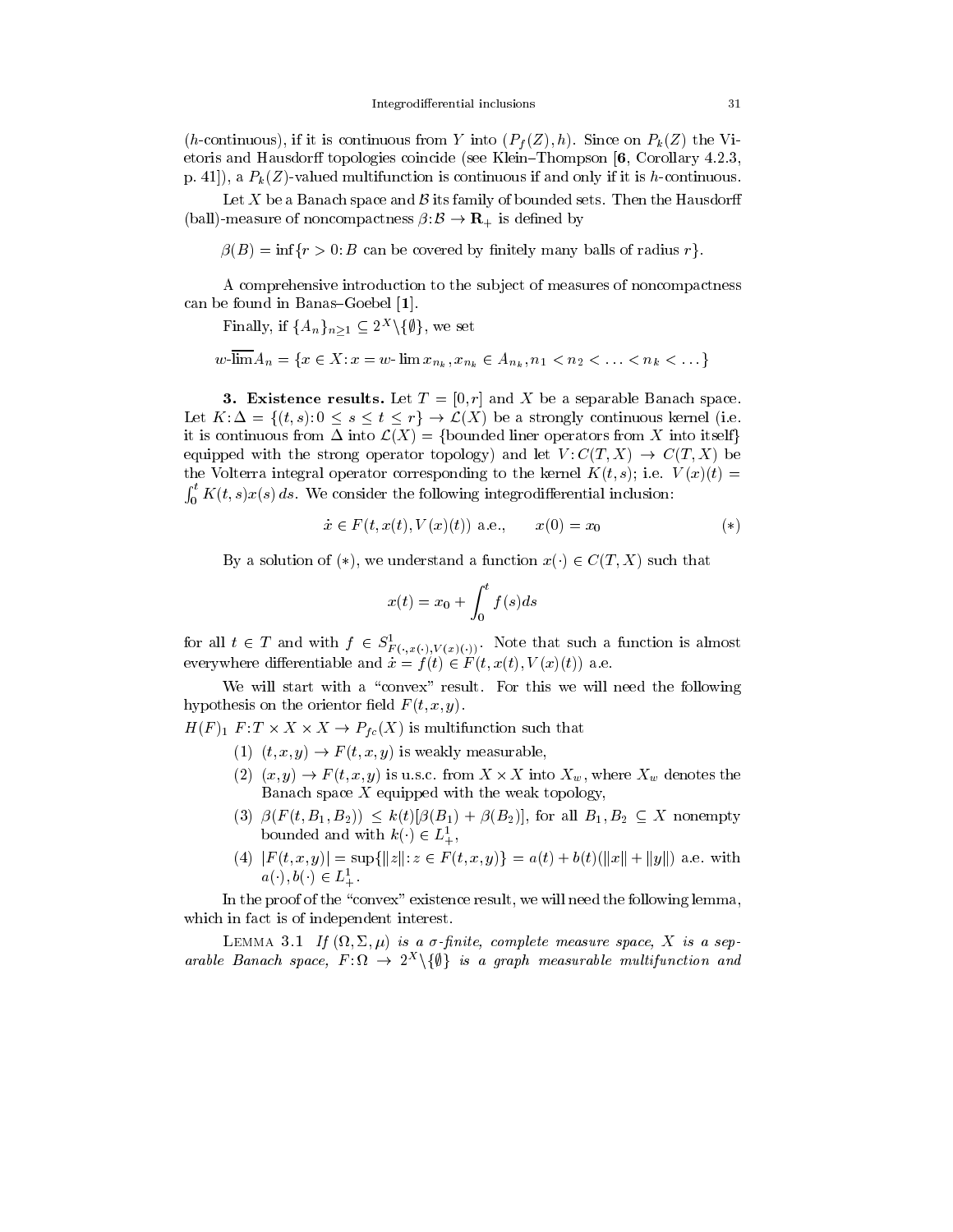($h$-continuous), if it is continuous from $Y$ into $(P_f(Z), h)$. Since on $P_k(Z)$ the Vietoris and Hausdorff topologies coincide (see Klein–Thompson [**6**, Corollary 4.2.3, p. 41]), a $P_k(Z)$-valued multifunction is continuous if and only if it is $h$-continuous.

Let $X$ be a Banach space and $\mathcal{B}$ its family of bounded sets. Then the Hausdorff (ball)-measure of noncompactness $\beta: \mathcal{B} \to \mathbf{R}_+$ is defined by

$$\beta(B) = \inf\{r > 0: B \text{ can be covered by finitely many balls of radius } r\}.$$

A comprehensive introduction to the subject of measures of noncompactness can be found in Banas–Goebel [**1**].

Finally, if $\{A_n\}_{n\geq 1} \subseteq 2^X \setminus \{\emptyset\}$, we set

$$w\text{-}\overline{\lim} A_n = \{x \in X: x = w\text{-}\lim x_{n_k}, x_{n_k} \in A_{n_k}, n_1 < n_2 < \ldots < n_k < \ldots\}$$

**3. Existence results.** Let $T = [0, r]$ and $X$ be a separable Banach space. Let $K: \Delta = \{(t,s): 0 \leq s \leq t \leq r\} \to \mathcal{L}(X)$ be a strongly continuous kernel (i.e. it is continuous from $\Delta$ into $\mathcal{L}(X) = \{$bounded liner operators from $X$ into itself$\}$ equipped with the strong operator topology) and let $V: C(T,X) \to C(T,X)$ be the Volterra integral operator corresponding to the kernel $K(t,s)$; i.e. $V(x)(t) = \int_0^t K(t,s)x(s)\,ds$. We consider the following integrodifferential inclusion:

$$\dot{x} \in F(t, x(t), V(x)(t)) \text{ a.e.,} \qquad x(0) = x_0 \tag{$*$}$$

By a solution of $(*)$, we understand a function $x(\cdot) \in C(T,X)$ such that

$$x(t) = x_0 + \int_0^t f(s)ds$$

for all $t \in T$ and with $f \in S^1_{F(\cdot, x(\cdot), V(x)(\cdot))}$. Note that such a function is almost everywhere differentiable and $\dot{x} = f(t) \in F(t, x(t), V(x)(t))$ a.e.

We will start with a "convex" result. For this we will need the following hypothesis on the orientor field $F(t,x,y)$.

$H(F)_1$ $F: T \times X \times X \to P_{fc}(X)$ is multifunction such that

(1) $(t,x,y) \to F(t,x,y)$ is weakly measurable,

(2) $(x,y) \to F(t,x,y)$ is u.s.c. from $X \times X$ into $X_w$, where $X_w$ denotes the Banach space $X$ equipped with the weak topology,

(3) $\beta(F(t, B_1, B_2)) \leq k(t)[\beta(B_1) + \beta(B_2)]$, for all $B_1, B_2 \subseteq X$ nonempty bounded and with $k(\cdot) \in L^1_+$,

(4) $|F(t,x,y)| = \sup\{\|z\|: z \in F(t,x,y)\} = a(t) + b(t)(\|x\| + \|y\|)$ a.e. with $a(\cdot), b(\cdot) \in L^1_+$.

In the proof of the "convex" existence result, we will need the following lemma, which in fact is of independent interest.

LEMMA 3.1 *If $(\Omega, \Sigma, \mu)$ is a $\sigma$-finite, complete measure space, $X$ is a separable Banach space, $F: \Omega \to 2^X \setminus \{\emptyset\}$ is a graph measurable multifunction and*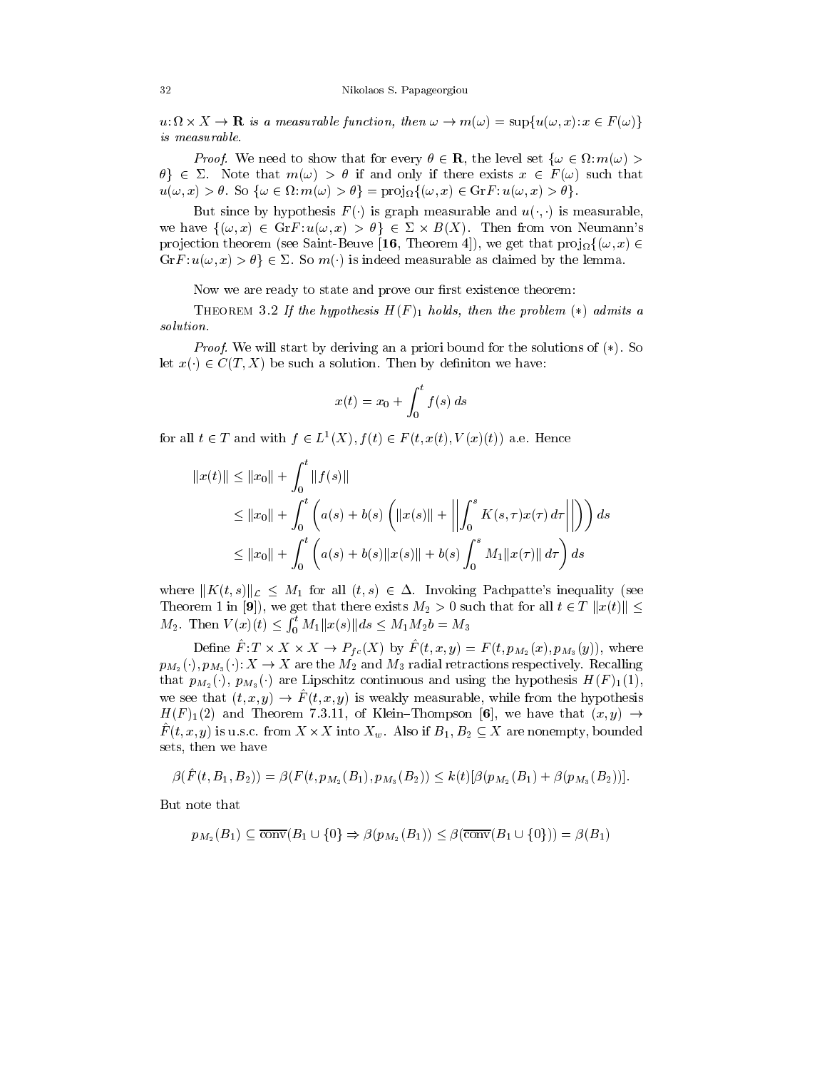$u: \Omega \times X \to \mathbf{R}$ *is a measurable function, then* $\omega \to m(\omega) = \sup\{u(\omega, x) : x \in F(\omega)\}$ *is measurable.*

*Proof.* We need to show that for every $\theta \in \mathbf{R}$, the level set $\{\omega \in \Omega : m(\omega) > \theta\} \in \Sigma$. Note that $m(\omega) > \theta$ if and only if there exists $x \in F(\omega)$ such that $u(\omega, x) > \theta$. So $\{\omega \in \Omega : m(\omega) > \theta\} = \mathrm{proj}_\Omega\{(\omega, x) \in \mathrm{Gr}F : u(\omega, x) > \theta\}$.

But since by hypothesis $F(\cdot)$ is graph measurable and $u(\cdot, \cdot)$ is measurable, we have $\{(\omega, x) \in \mathrm{Gr}F : u(\omega, x) > \theta\} \in \Sigma \times B(X)$. Then from von Neumann's projection theorem (see Saint-Beuve [**16**, Theorem 4]), we get that $\mathrm{proj}_\Omega\{(\omega, x) \in \mathrm{Gr}F : u(\omega, x) > \theta\} \in \Sigma$. So $m(\cdot)$ is indeed measurable as claimed by the lemma.

Now we are ready to state and prove our first existence theorem:

Theorem 3.2 *If the hypothesis* $H(F)_1$ *holds, then the problem* $(*)$ *admits a solution.*

*Proof.* We will start by deriving an a priori bound for the solutions of $(*)$. So let $x(\cdot) \in C(T, X)$ be such a solution. Then by definiton we have:

$$x(t) = x_0 + \int_0^t f(s)\, ds$$

for all $t \in T$ and with $f \in L^1(X), f(t) \in F(t, x(t), V(x)(t))$ a.e. Hence

$$\begin{aligned}
\|x(t)\| &\le \|x_0\| + \int_0^t \|f(s)\| \\
&\le \|x_0\| + \int_0^t \left( a(s) + b(s) \left( \|x(s)\| + \left\| \int_0^s K(s,\tau) x(\tau)\, d\tau \right\| \right) \right) ds \\
&\le \|x_0\| + \int_0^t \left( a(s) + b(s)\|x(s)\| + b(s) \int_0^s M_1 \|x(\tau)\|\, d\tau \right) ds
\end{aligned}$$

where $\|K(t,s)\|_{\mathcal{L}} \le M_1$ for all $(t,s) \in \Delta$. Invoking Pachpatte's inequality (see Theorem 1 in [**9**]), we get that there exists $M_2 > 0$ such that for all $t \in T$ $\|x(t)\| \le M_2$. Then $V(x)(t) \le \int_0^t M_1 \|x(s)\| ds \le M_1 M_2 b = M_3$

Define $\hat{F}: T \times X \times X \to P_{fc}(X)$ by $\hat{F}(t,x,y) = F(t, p_{M_2}(x), p_{M_3}(y))$, where $p_{M_2}(\cdot), p_{M_3}(\cdot): X \to X$ are the $M_2$ and $M_3$ radial retractions respectively. Recalling that $p_{M_2}(\cdot)$, $p_{M_3}(\cdot)$ are Lipschitz continuous and using the hypothesis $H(F)_1(1)$, we see that $(t,x,y) \to \hat{F}(t,x,y)$ is weakly measurable, while from the hypothesis $H(F)_1(2)$ and Theorem 7.3.11, of Klein–Thompson [**6**], we have that $(x,y) \to \hat{F}(t,x,y)$ is u.s.c. from $X \times X$ into $X_w$. Also if $B_1, B_2 \subseteq X$ are nonempty, bounded sets, then we have

$$\beta(\hat{F}(t, B_1, B_2)) = \beta(F(t, p_{M_2}(B_1), p_{M_3}(B_2)) \le k(t)[\beta(p_{M_2}(B_1) + \beta(p_{M_3}(B_2))].$$

But note that

$$p_{M_2}(B_1) \subseteq \overline{\mathrm{conv}}(B_1 \cup \{0\} \Rightarrow \beta(p_{M_2}(B_1)) \le \beta(\overline{\mathrm{conv}}(B_1 \cup \{0\})) = \beta(B_1)$$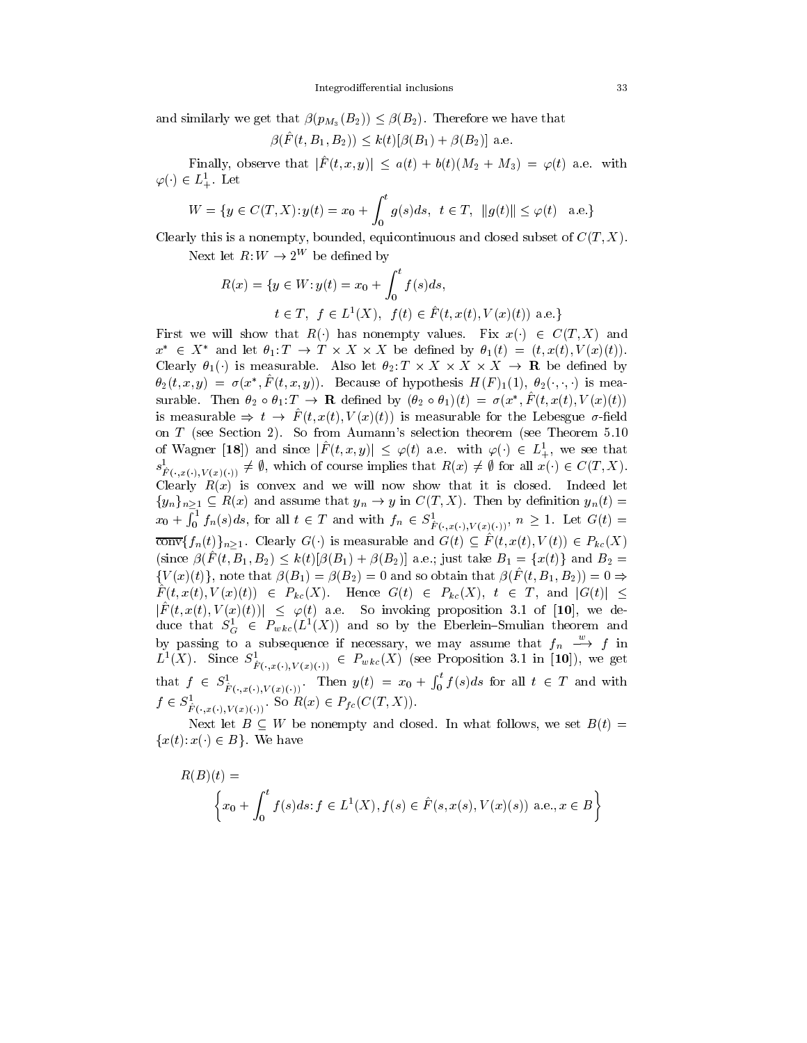and similarly we get that $\beta(p_{M_3}(B_2)) \leq \beta(B_2)$. Therefore we have that

$$\beta(\hat{F}(t, B_1, B_2)) \leq k(t)[\beta(B_1) + \beta(B_2)] \text{ a.e.}$$

Finally, observe that $|\hat{F}(t,x,y)| \leq a(t) + b(t)(M_2 + M_3) = \varphi(t)$ a.e. with $\varphi(\cdot) \in L^1_+$. Let

$$W = \{y \in C(T,X): y(t) = x_0 + \int_0^t g(s)ds, \ t \in T, \ \|g(t)\| \leq \varphi(t) \quad \text{a.e.}\}$$

Clearly this is a nonempty, bounded, equicontinuous and closed subset of $C(T,X)$.

Next let $R: W \to 2^W$ be defined by

$$R(x) = \{y \in W: y(t) = x_0 + \int_0^t f(s)ds,$$
$$t \in T, \ f \in L^1(X), \ f(t) \in \hat{F}(t, x(t), V(x)(t)) \text{ a.e.}\}$$

First we will show that $R(\cdot)$ has nonempty values. Fix $x(\cdot) \in C(T,X)$ and $x^* \in X^*$ and let $\theta_1: T \to T \times X \times X$ be defined by $\theta_1(t) = (t, x(t), V(x)(t))$. Clearly $\theta_1(\cdot)$ is measurable. Also let $\theta_2: T \times X \times X \times X \to \mathbf{R}$ be defined by $\theta_2(t,x,y) = \sigma(x^*, \hat{F}(t,x,y))$. Because of hypothesis $H(F)_1(1)$, $\theta_2(\cdot,\cdot,\cdot)$ is measurable. Then $\theta_2 \circ \theta_1: T \to \mathbf{R}$ defined by $(\theta_2 \circ \theta_1)(t) = \sigma(x^*, \hat{F}(t, x(t), V(x)(t))$ is measurable $\Rightarrow$ $t \to \hat{F}(t, x(t), V(x)(t))$ is measurable for the Lebesgue $\sigma$-field on $T$ (see Section 2). So from Aumann's selection theorem (see Theorem 5.10 of Wagner [**18**]) and since $|\hat{F}(t,x,y)| \leq \varphi(t)$ a.e. with $\varphi(\cdot) \in L^1_+$, we see that $s^1_{\hat{F}(\cdot, x(\cdot), V(x)(\cdot))} \neq \emptyset$, which of course implies that $R(x) \neq \emptyset$ for all $x(\cdot) \in C(T,X)$. Clearly $R(x)$ is convex and we will now show that it is closed. Indeed let $\{y_n\}_{n\geq 1} \subseteq R(x)$ and assume that $y_n \to y$ in $C(T,X)$. Then by definition $y_n(t) = x_0 + \int_0^1 f_n(s)ds$, for all $t \in T$ and with $f_n \in S^1_{\hat{F}(\cdot, x(\cdot), V(x)(\cdot))}$, $n \geq 1$. Let $G(t) = \overline{\text{conv}}\{f_n(t)\}_{n\geq 1}$. Clearly $G(\cdot)$ is measurable and $G(t) \subseteq \hat{F}(t, x(t), V(t)) \in P_{kc}(X)$ (since $\beta(\hat{F}(t, B_1, B_2) \leq k(t)[\beta(B_1) + \beta(B_2)]$ a.e.; just take $B_1 = \{x(t)\}$ and $B_2 = \{V(x)(t)\}$, note that $\beta(B_1) = \beta(B_2) = 0$ and so obtain that $\beta(\hat{F}(t, B_1, B_2)) = 0 \Rightarrow$ $\hat{F}(t, x(t), V(x)(t)) \in P_{kc}(X)$. Hence $G(t) \in P_{kc}(X)$, $t \in T$, and $|G(t)| \leq |\hat{F}(t, x(t), V(x)(t))| \leq \varphi(t)$ a.e. So invoking proposition 3.1 of [**10**], we deduce that $S^1_G \in P_{wkc}(L^1(X))$ and so by the Eberlein–Smulian theorem and by passing to a subsequence if necessary, we may assume that $f_n \xrightarrow{w} f$ in $L^1(X)$. Since $S^1_{\hat{F}(\cdot, x(\cdot), V(x)(\cdot))} \in P_{wkc}(X)$ (see Proposition 3.1 in [**10**]), we get that $f \in S^1_{\hat{F}(\cdot, x(\cdot), V(x)(\cdot))}$. Then $y(t) = x_0 + \int_0^t f(s)ds$ for all $t \in T$ and with $f \in S^1_{\hat{F}(\cdot, x(\cdot), V(x)(\cdot))}$. So $R(x) \in P_{fc}(C(T,X))$.

Next let $B \subseteq W$ be nonempty and closed. In what follows, we set $B(t) = \{x(t): x(\cdot) \in B\}$. We have

$$R(B)(t) =$$
$$\left\{x_0 + \int_0^t f(s)ds: f \in L^1(X), f(s) \in \hat{F}(s, x(s), V(x)(s)) \text{ a.e.}, x \in B\right\}$$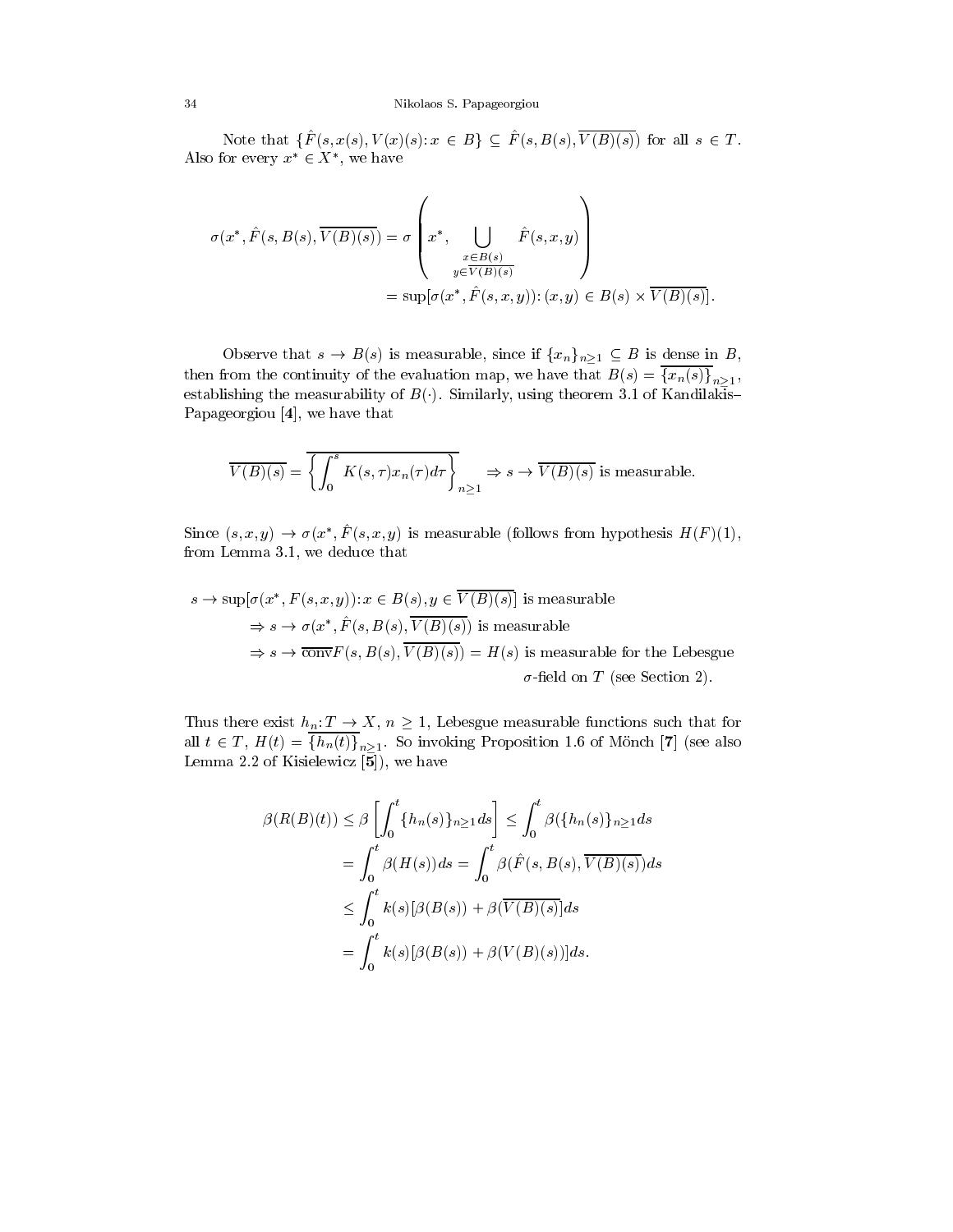Note that $\{\hat{F}(s, x(s), V(x)(s) : x \in B\} \subseteq \hat{F}(s, B(s), \overline{V(B)(s)})$ for all $s \in T$. Also for every $x^* \in X^*$, we have

$$\sigma(x^*, \hat{F}(s, B(s), \overline{V(B)(s)}) = \sigma\left(x^*, \bigcup_{\substack{x \in B(s) \\ y \in \overline{V(B)(s)}}} \hat{F}(s, x, y)\right)$$
$$= \sup[\sigma(x^*, \hat{F}(s, x, y)) : (x, y) \in B(s) \times \overline{V(B)(s)}].$$

Observe that $s \to B(s)$ is measurable, since if $\{x_n\}_{n \geq 1} \subseteq B$ is dense in $B$, then from the continuity of the evaluation map, we have that $B(s) = \overline{\{x_n(s)\}}_{n \geq 1}$, establishing the measurability of $B(\cdot)$. Similarly, using theorem 3.1 of Kandilakis–Papageorgiou [**4**], we have that

$$\overline{V(B)(s)} = \overline{\left\{\int_0^s K(s, \tau) x_n(\tau) d\tau\right\}}_{n \geq 1} \Rightarrow s \to \overline{V(B)(s)} \text{ is measurable.}$$

Since $(s, x, y) \to \sigma(x^*, \hat{F}(s, x, y)$ is measurable (follows from hypothesis $H(F)(1)$, from Lemma 3.1, we deduce that

$$s \to \sup[\sigma(x^*, F(s, x, y)) : x \in B(s), y \in \overline{V(B)(s)}] \text{ is measurable}$$
$$\Rightarrow s \to \sigma(x^*, \hat{F}(s, B(s), \overline{V(B)(s)}) \text{ is measurable}$$
$$\Rightarrow s \to \overline{\text{conv}} F(s, B(s), \overline{V(B)(s)}) = H(s) \text{ is measurable for the Lebesgue } \sigma\text{-field on } T \text{ (see Section 2).}$$

Thus there exist $h_n : T \to X$, $n \geq 1$, Lebesgue measurable functions such that for all $t \in T$, $H(t) = \overline{\{h_n(t)\}}_{n \geq 1}$. So invoking Proposition 1.6 of Mönch [**7**] (see also Lemma 2.2 of Kisielewicz [**5**]), we have

$$\beta(R(B)(t)) \leq \beta\left[\int_0^t \{h_n(s)\}_{n \geq 1} ds\right] \leq \int_0^t \beta(\{h_n(s)\}_{n \geq 1} ds$$
$$= \int_0^t \beta(H(s)) ds = \int_0^t \beta(\hat{F}(s, B(s), \overline{V(B)(s)}) ds$$
$$\leq \int_0^t k(s)[\beta(B(s)) + \beta(\overline{V(B)(s)}] ds$$
$$= \int_0^t k(s)[\beta(B(s)) + \beta(V(B)(s))] ds.$$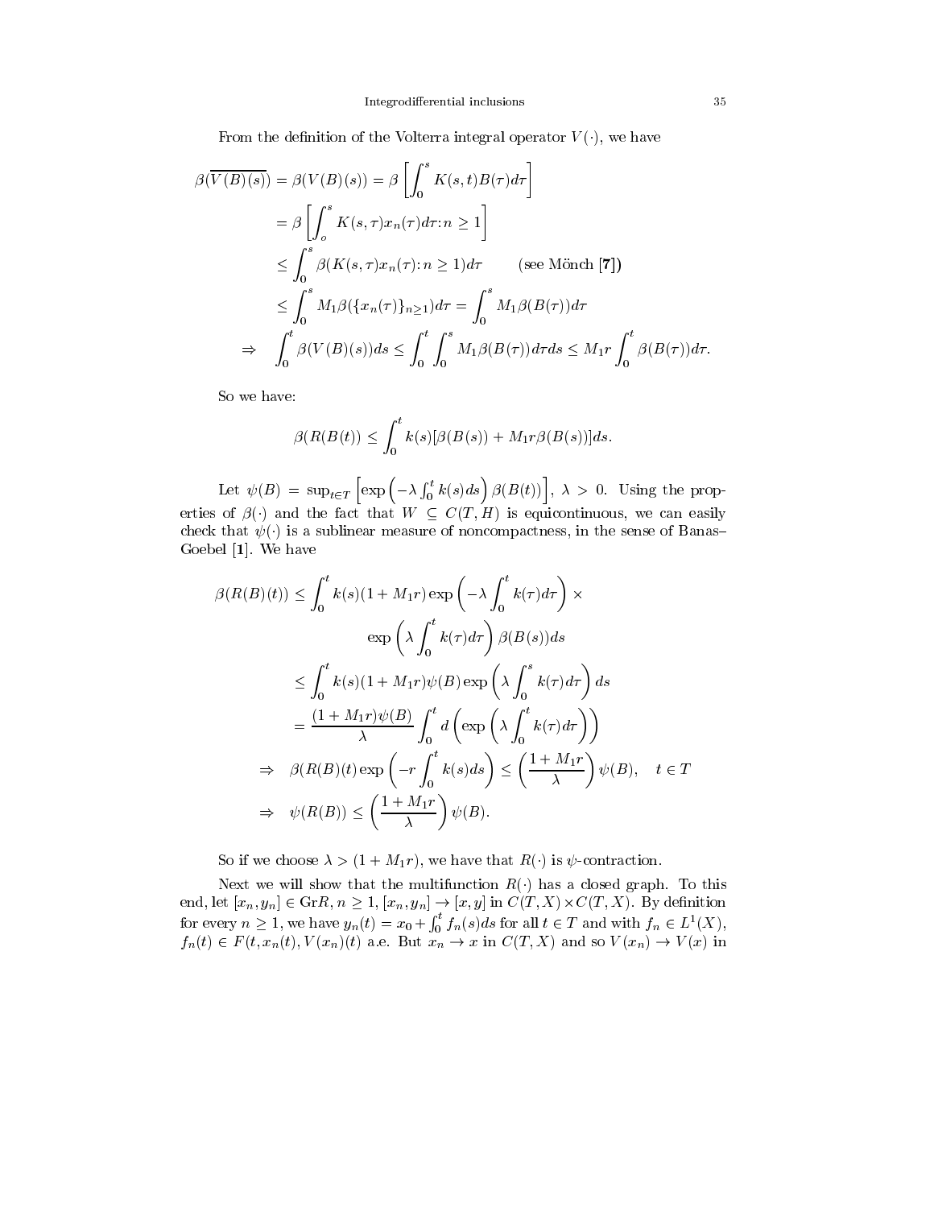From the definition of the Volterra integral operator $V(\cdot)$, we have

$$
\begin{aligned}
\beta(\overline{V(B)(s)}) &= \beta(V(B)(s)) = \beta\left[\int_0^s K(s,t)B(\tau)d\tau\right] \\
&= \beta\left[\int_o^s K(s,\tau)x_n(\tau)d\tau : n \geq 1\right] \\
&\leq \int_0^s \beta(K(s,\tau)x_n(\tau) : n \geq 1)d\tau \qquad \text{(see Mönch [7])} \\
&\leq \int_0^s M_1\beta(\{x_n(\tau)\}_{n\geq 1})d\tau = \int_0^s M_1\beta(B(\tau))d\tau \\
\Rightarrow \quad \int_0^t \beta(V(B)(s))ds &\leq \int_0^t \int_0^s M_1\beta(B(\tau))d\tau ds \leq M_1 r \int_0^t \beta(B(\tau))d\tau.
\end{aligned}
$$

So we have:

$$
\beta(R(B(t)) \leq \int_0^t k(s)[\beta(B(s)) + M_1 r\beta(B(s))]ds.
$$

Let $\psi(B) = \sup_{t\in T}\left[\exp\left(-\lambda\int_0^t k(s)ds\right)\beta(B(t))\right]$, $\lambda > 0$. Using the properties of $\beta(\cdot)$ and the fact that $W \subseteq C(T,H)$ is equicontinuous, we can easily check that $\psi(\cdot)$ is a sublinear measure of noncompactness, in the sense of Banas–Goebel [1]. We have

$$
\begin{aligned}
\beta(R(B)(t)) &\leq \int_0^t k(s)(1+M_1 r)\exp\left(-\lambda\int_0^t k(\tau)d\tau\right) \times \\
&\qquad\qquad \exp\left(\lambda\int_0^t k(\tau)d\tau\right)\beta(B(s))ds \\
&\leq \int_0^t k(s)(1+M_1 r)\psi(B)\exp\left(\lambda\int_0^s k(\tau)d\tau\right)ds \\
&= \frac{(1+M_1 r)\psi(B)}{\lambda}\int_0^t d\left(\exp\left(\lambda\int_0^t k(\tau)d\tau\right)\right) \\
\Rightarrow \quad \beta(R(B)(t)\exp\left(-r\int_0^t k(s)ds\right) &\leq \left(\frac{1+M_1 r}{\lambda}\right)\psi(B), \quad t \in T \\
\Rightarrow \quad \psi(R(B)) &\leq \left(\frac{1+M_1 r}{\lambda}\right)\psi(B).
\end{aligned}
$$

So if we choose $\lambda > (1 + M_1 r)$, we have that $R(\cdot)$ is $\psi$-contraction.

Next we will show that the multifunction $R(\cdot)$ has a closed graph. To this end, let $[x_n, y_n] \in \mathrm{Gr}R$, $n \geq 1$, $[x_n, y_n] \to [x, y]$ in $C(T,X) \times C(T,X)$. By definition for every $n \geq 1$, we have $y_n(t) = x_0 + \int_0^t f_n(s)ds$ for all $t \in T$ and with $f_n \in L^1(X)$, $f_n(t) \in F(t, x_n(t), V(x_n)(t)$ a.e. But $x_n \to x$ in $C(T,X)$ and so $V(x_n) \to V(x)$ in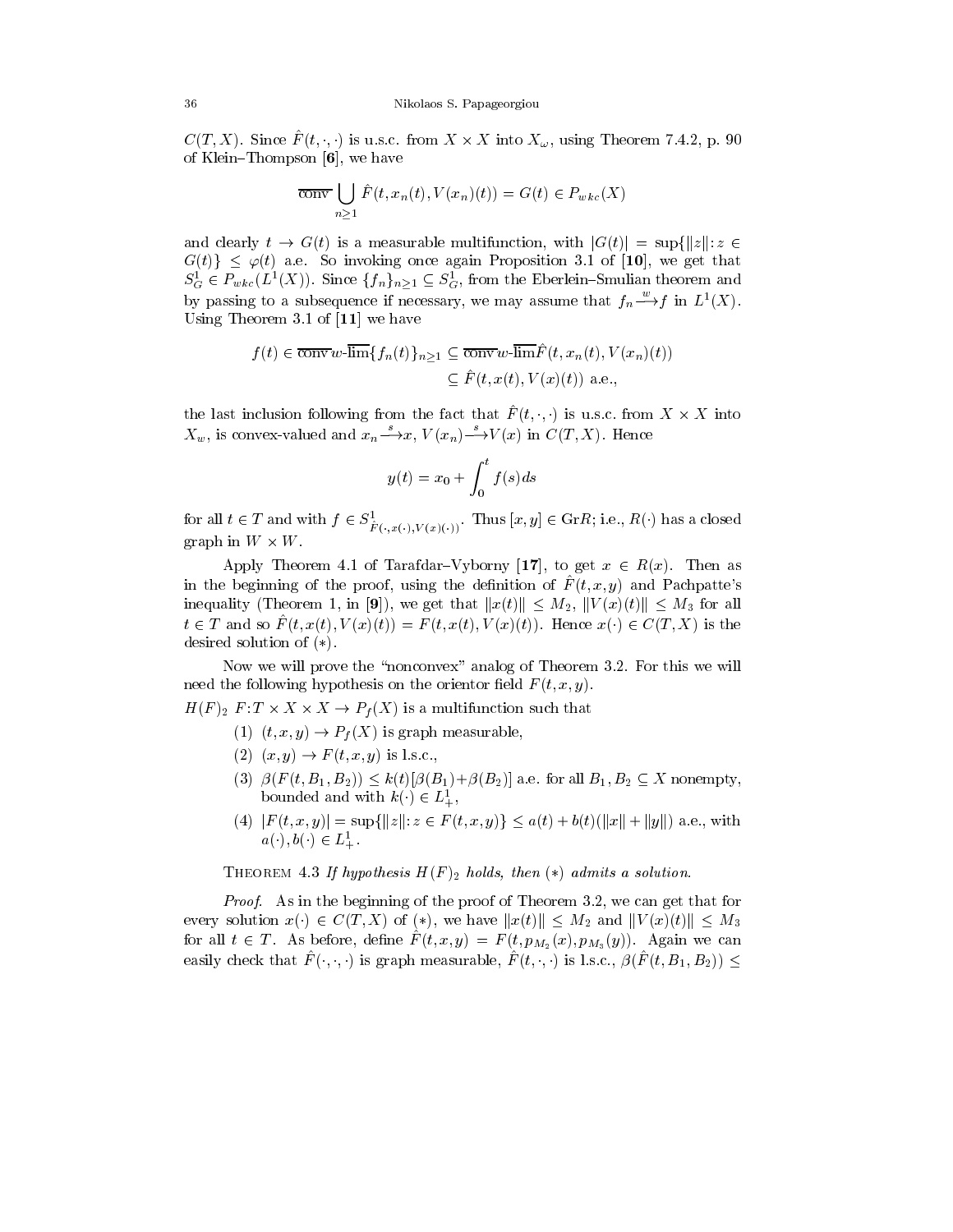$C(T,X)$. Since $\hat{F}(t,\cdot,\cdot)$ is u.s.c. from $X \times X$ into $X_\omega$, using Theorem 7.4.2, p. 90 of Klein–Thompson [**6**], we have

$$\overline{\text{conv}} \bigcup_{n \geq 1} \hat{F}(t, x_n(t), V(x_n)(t)) = G(t) \in P_{wkc}(X)$$

and clearly $t \to G(t)$ is a measurable multifunction, with $|G(t)| = \sup\{\|z\| : z \in G(t)\} \leq \varphi(t)$ a.e. So invoking once again Proposition 3.1 of [**10**], we get that $S^1_G \in P_{wkc}(L^1(X))$. Since $\{f_n\}_{n \geq 1} \subseteq S^1_G$, from the Eberlein–Smulian theorem and by passing to a subsequence if necessary, we may assume that $f_n \xrightarrow{w} f$ in $L^1(X)$. Using Theorem 3.1 of [**11**] we have

$$\begin{aligned} f(t) \in \overline{\text{conv}}\, w\text{-}\overline{\lim}\{f_n(t)\}_{n\geq 1} &\subseteq \overline{\text{conv}}\, w\text{-}\overline{\lim} \hat{F}(t, x_n(t), V(x_n)(t)) \\ &\subseteq \hat{F}(t, x(t), V(x)(t)) \text{ a.e.,} \end{aligned}$$

the last inclusion following from the fact that $\hat{F}(t,\cdot,\cdot)$ is u.s.c. from $X \times X$ into $X_w$, is convex-valued and $x_n \xrightarrow{s} x$, $V(x_n) \xrightarrow{s} V(x)$ in $C(T,X)$. Hence

$$y(t) = x_0 + \int_0^t f(s)ds$$

for all $t \in T$ and with $f \in S^1_{\hat{F}(\cdot, x(\cdot), V(x)(\cdot))}$. Thus $[x,y] \in \text{Gr}R$; i.e., $R(\cdot)$ has a closed graph in $W \times W$.

Apply Theorem 4.1 of Tarafdar–Vyborny [**17**], to get $x \in R(x)$. Then as in the beginning of the proof, using the definition of $\hat{F}(t,x,y)$ and Pachpatte's inequality (Theorem 1, in [**9**]), we get that $\|x(t)\| \leq M_2$, $\|V(x)(t)\| \leq M_3$ for all $t \in T$ and so $\hat{F}(t, x(t), V(x)(t)) = F(t, x(t), V(x)(t))$. Hence $x(\cdot) \in C(T,X)$ is the desired solution of $(*)$.

Now we will prove the "nonconvex" analog of Theorem 3.2. For this we will need the following hypothesis on the orientor field $F(t,x,y)$.

$H(F)_2$ $F: T \times X \times X \to P_f(X)$ is a multifunction such that

(1) $(t,x,y) \to P_f(X)$ is graph measurable,

(2) $(x,y) \to F(t,x,y)$ is l.s.c.,

(3) $\beta(F(t,B_1,B_2)) \leq k(t)[\beta(B_1)+\beta(B_2)]$ a.e. for all $B_1, B_2 \subseteq X$ nonempty, bounded and with $k(\cdot) \in L^1_+$,

(4) $|F(t,x,y)| = \sup\{\|z\| : z \in F(t,x,y)\} \leq a(t) + b(t)(\|x\| + \|y\|)$ a.e., with $a(\cdot), b(\cdot) \in L^1_+$.

Theorem 4.3 *If hypothesis $H(F)_2$ holds, then $(*)$ admits a solution.*

*Proof.* As in the beginning of the proof of Theorem 3.2, we can get that for every solution $x(\cdot) \in C(T,X)$ of $(*)$, we have $\|x(t)\| \leq M_2$ and $\|V(x)(t)\| \leq M_3$ for all $t \in T$. As before, define $\hat{F}(t,x,y) = F(t, p_{M_2}(x), p_{M_3}(y))$. Again we can easily check that $\hat{F}(\cdot,\cdot,\cdot)$ is graph measurable, $\hat{F}(t,\cdot,\cdot)$ is l.s.c., $\beta(\hat{F}(t,B_1,B_2)) \leq$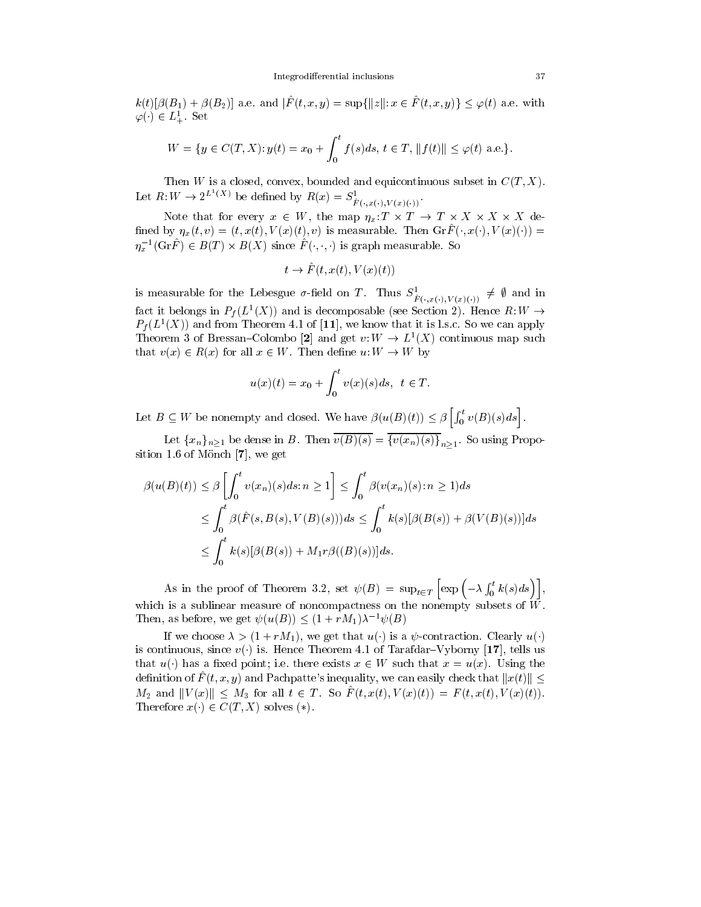$k(t)[\beta(B_1)+\beta(B_2)]$ a.e. and $|\hat{F}(t,x,y)=\sup\{\|z\|: x\in \hat{F}(t,x,y)\}\leq \varphi(t)$ a.e. with $\varphi(\cdot)\in L^1_+$. Set

$$W=\{y\in C(T,X): y(t)=x_0+\int_0^t f(s)ds,\ t\in T,\ \|f(t)\|\leq \varphi(t) \text{ a.e.}\}.$$

Then $W$ is a closed, convex, bounded and equicontinuous subset in $C(T,X)$. Let $R: W\to 2^{L^1(X)}$ be defined by $R(x)=S^1_{\hat{F}(\cdot,x(\cdot),V(x)(\cdot))}$.

Note that for every $x\in W$, the map $\eta_x: T\times T\to T\times X\times X\times X$ defined by $\eta_x(t,v)=(t,x(t),V(x)(t),v)$ is measurable. Then $\mathrm{Gr}\hat{F}(\cdot,x(\cdot),V(x)(\cdot))=\eta_x^{-1}(\mathrm{Gr}\hat{F})\in B(T)\times B(X)$ since $\hat{F}(\cdot,\cdot,\cdot)$ is graph measurable. So

$$t\to \hat{F}(t,x(t),V(x)(t))$$

is measurable for the Lebesgue $\sigma$-field on $T$. Thus $S^1_{\hat{F}(\cdot,x(\cdot),V(x)(\cdot))}\neq\emptyset$ and in fact it belongs in $P_f(L^1(X))$ and is decomposable (see Section 2). Hence $R: W\to P_f(L^1(X))$ and from Theorem 4.1 of [**11**], we know that it is l.s.c. So we can apply Theorem 3 of Bressan–Colombo [**2**] and get $v: W\to L^1(X)$ continuous map such that $v(x)\in R(x)$ for all $x\in W$. Then define $u: W\to W$ by

$$u(x)(t)=x_0+\int_0^t v(x)(s)ds,\ \ t\in T.$$

Let $B\subseteq W$ be nonempty and closed. We have $\beta(u(B)(t))\leq \beta\left[\int_0^t v(B)(s)ds\right]$.

Let $\{x_n\}_{n\geq 1}$ be dense in $B$. Then $\overline{v(B)(s)}=\overline{\{v(x_n)(s)\}}_{n\geq 1}$. So using Proposition 1.6 of Mönch [**7**], we get

$$\begin{aligned}\beta(u(B)(t))&\leq \beta\left[\int_0^t v(x_n)(s)ds: n\geq 1\right]\leq \int_0^t \beta(v(x_n)(s): n\geq 1)ds\\&\leq \int_0^t \beta(\hat{F}(s,B(s),V(B)(s)))ds\leq \int_0^t k(s)[\beta(B(s))+\beta(V(B)(s))]ds\\&\leq \int_0^t k(s)[\beta(B(s))+M_1 r\beta((B)(s))]ds.\end{aligned}$$

As in the proof of Theorem 3.2, set $\psi(B)=\sup_{t\in T}\left[\exp\left(-\lambda\int_0^t k(s)ds\right)\right]$, which is a sublinear measure of noncompactness on the nonempty subsets of $W$. Then, as before, we get $\psi(u(B))\leq (1+rM_1)\lambda^{-1}\psi(B)$

If we choose $\lambda>(1+rM_1)$, we get that $u(\cdot)$ is a $\psi$-contraction. Clearly $u(\cdot)$ is continuous, since $v(\cdot)$ is. Hence Theorem 4.1 of Tarafdar–Vyborny [**17**], tells us that $u(\cdot)$ has a fixed point; i.e. there exists $x\in W$ such that $x=u(x)$. Using the definition of $\hat{F}(t,x,y)$ and Pachpatte's inequality, we can easily check that $\|x(t)\|\leq M_2$ and $\|V(x)\|\leq M_3$ for all $t\in T$. So $\hat{F}(t,x(t),V(x)(t))=F(t,x(t),V(x)(t))$. Therefore $x(\cdot)\in C(T,X)$ solves $(*)$.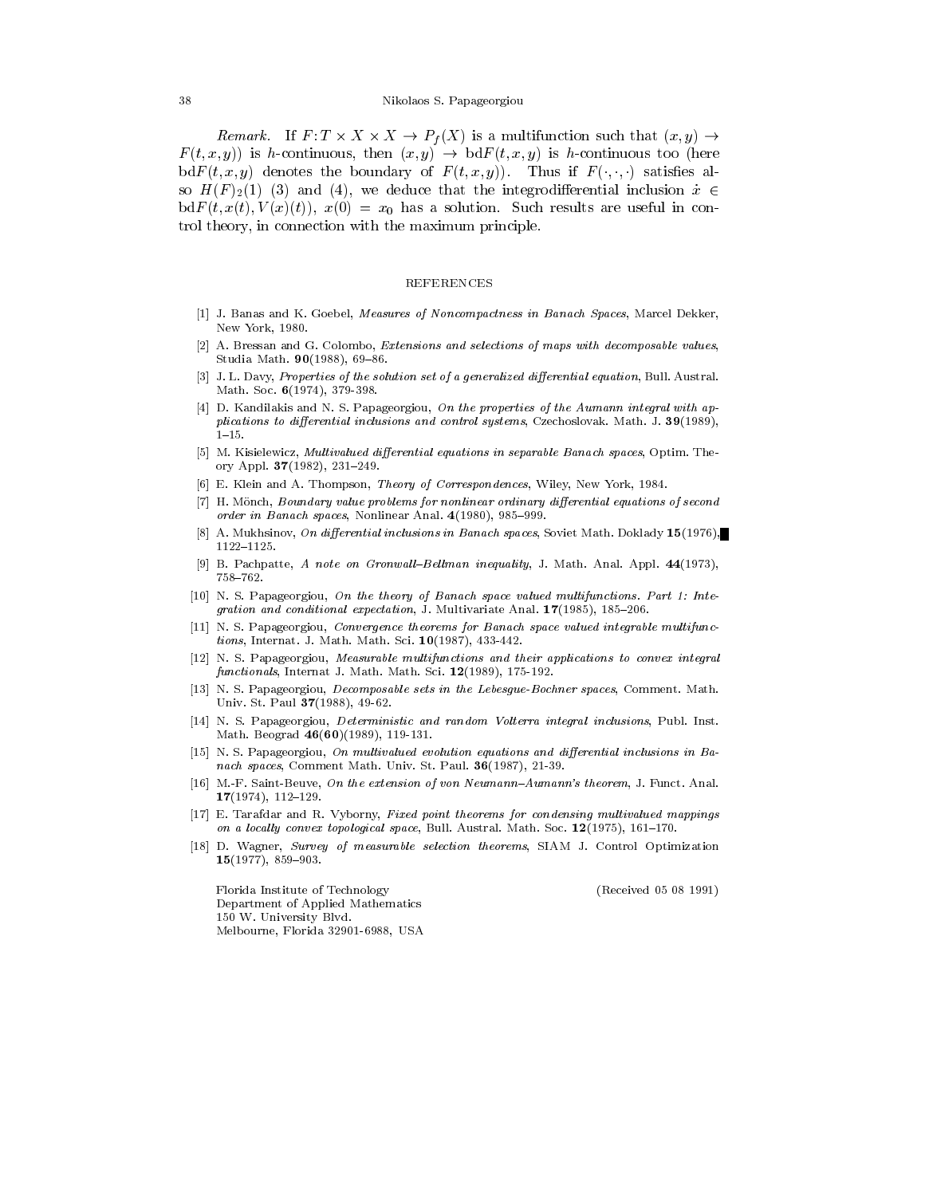*Remark.* If $F: T \times X \times X \to P_f(X)$ is a multifunction such that $(x, y) \to F(t, x, y))$ is $h$-continuous, then $(x, y) \to \mathrm{bd}F(t, x, y)$ is $h$-continuous too (here $\mathrm{bd}F(t, x, y)$ denotes the boundary of $F(t, x, y)$). Thus if $F(\cdot, \cdot, \cdot)$ satisfies also $H(F)_2(1)$ (3) and (4), we deduce that the integrodifferential inclusion $\dot{x} \in \mathrm{bd}F(t, x(t), V(x)(t))$, $x(0) = x_0$ has a solution. Such results are useful in control theory, in connection with the maximum principle.

## REFERENCES

[1] J. Banas and K. Goebel, *Measures of Noncompactness in Banach Spaces*, Marcel Dekker, New York, 1980.

[2] A. Bressan and G. Colombo, *Extensions and selections of maps with decomposable values*, Studia Math. **90**(1988), 69–86.

[3] J. L. Davy, *Properties of the solution set of a generalized differential equation*, Bull. Austral. Math. Soc. **6**(1974), 379-398.

[4] D. Kandilakis and N. S. Papageorgiou, *On the properties of the Aumann integral with applications to differential inclusions and control systems*, Czechoslovak. Math. J. **39**(1989), 1–15.

[5] M. Kisielewicz, *Multivalued differential equations in separable Banach spaces*, Optim. Theory Appl. **37**(1982), 231–249.

[6] E. Klein and A. Thompson, *Theory of Correspondences*, Wiley, New York, 1984.

[7] H. Mönch, *Boundary value problems for nonlinear ordinary differential equations of second order in Banach spaces*, Nonlinear Anal. **4**(1980), 985–999.

[8] A. Mukhsinov, *On differential inclusions in Banach spaces*, Soviet Math. Doklady **15**(1976), 1122–1125.

[9] B. Pachpatte, *A note on Gronwall–Bellman inequality*, J. Math. Anal. Appl. **44**(1973), 758–762.

[10] N. S. Papageorgiou, *On the theory of Banach space valued multifunctions. Part 1: Integration and conditional expectation*, J. Multivariate Anal. **17**(1985), 185–206.

[11] N. S. Papageorgiou, *Convergence theorems for Banach space valued integrable multifunctions*, Internat. J. Math. Math. Sci. **10**(1987), 433-442.

[12] N. S. Papageorgiou, *Measurable multifunctions and their applications to convex integral functionals*, Internat J. Math. Math. Sci. **12**(1989), 175-192.

[13] N. S. Papageorgiou, *Decomposable sets in the Lebesgue-Bochner spaces*, Comment. Math. Univ. St. Paul **37**(1988), 49-62.

[14] N. S. Papageorgiou, *Deterministic and random Volterra integral inclusions*, Publ. Inst. Math. Beograd **46**(**60**)(1989), 119-131.

[15] N. S. Papageorgiou, *On multivalued evolution equations and differential inclusions in Banach spaces*, Comment Math. Univ. St. Paul. **36**(1987), 21-39.

[16] M.-F. Saint-Beuve, *On the extension of von Neumann–Aumann's theorem*, J. Funct. Anal. **17**(1974), 112–129.

[17] E. Tarafdar and R. Vyborny, *Fixed point theorems for condensing multivalued mappings on a locally convex topological space*, Bull. Austral. Math. Soc. **12**(1975), 161–170.

[18] D. Wagner, *Survey of measurable selection theorems*, SIAM J. Control Optimization **15**(1977), 859–903.

Florida Institute of Technology
Department of Applied Mathematics
150 W. University Blvd.
Melbourne, Florida 32901-6988, USA

(Received 05 08 1991)